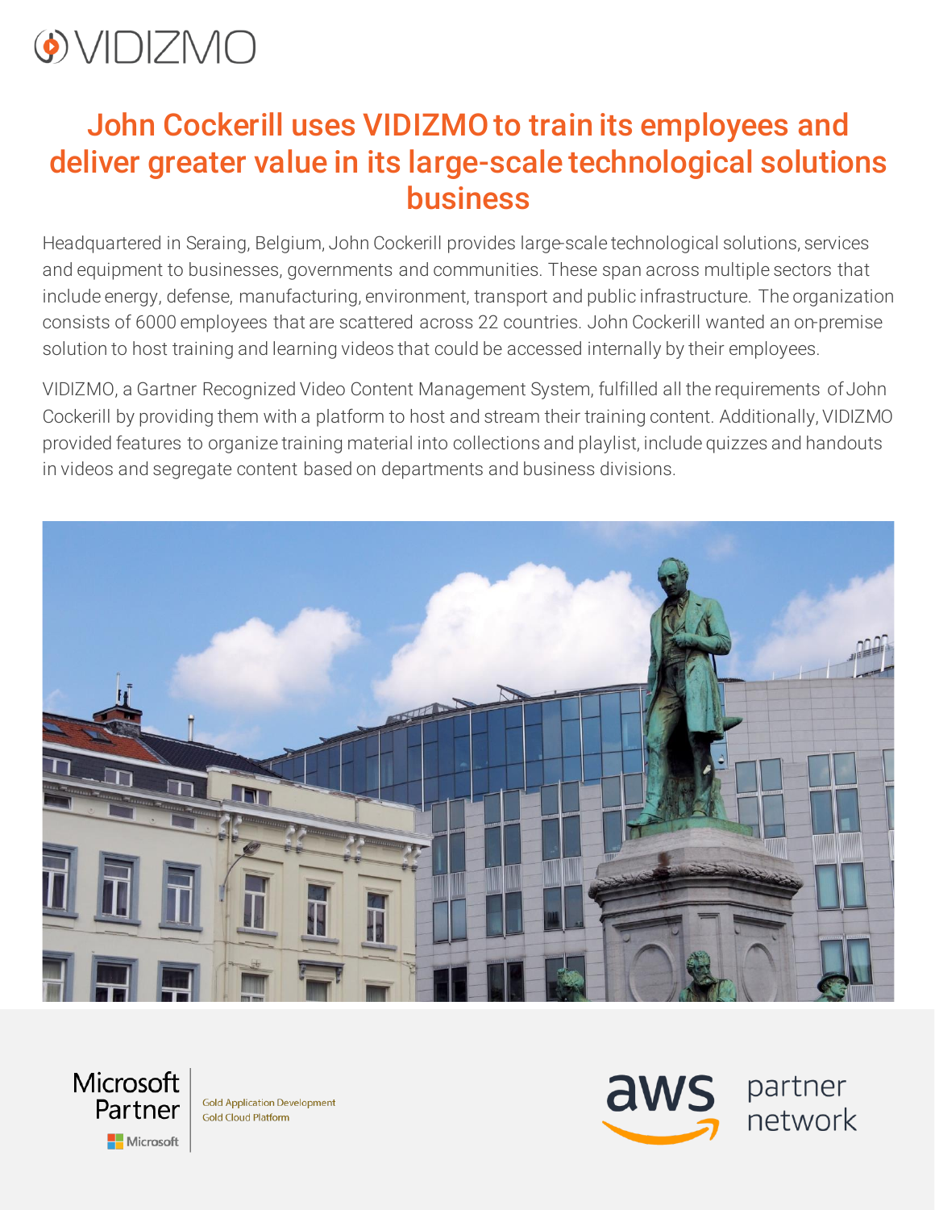# John Cockerill uses VIDIZMO to train its employees and deliver greater value in its large-scale technological solutions business

Headquartered in Seraing, Belgium, John Cockerill provides large-scale technological solutions, services and equipment to businesses, governments and communities. These span across multiple sectors that include energy, defense, manufacturing, environment, transport and public infrastructure. The organization consists of 6000 employees that are scattered across 22 countries. John Cockerill wanted an on-premise solution to host training and learning videos that could be accessed internally by their employees.

VIDIZMO, a Gartner Recognized Video Content Management System, fulfilled all the requirements of John Cockerill by providing them with a platform to host and stream their training content. Additionally, VIDIZMO provided features to organize training material into collections and playlist, include quizzes and handouts in videos and segregate content based on departments and business divisions.

Microsoft Partner — Gold Application Development, Gold Cloud Platform

aws partner network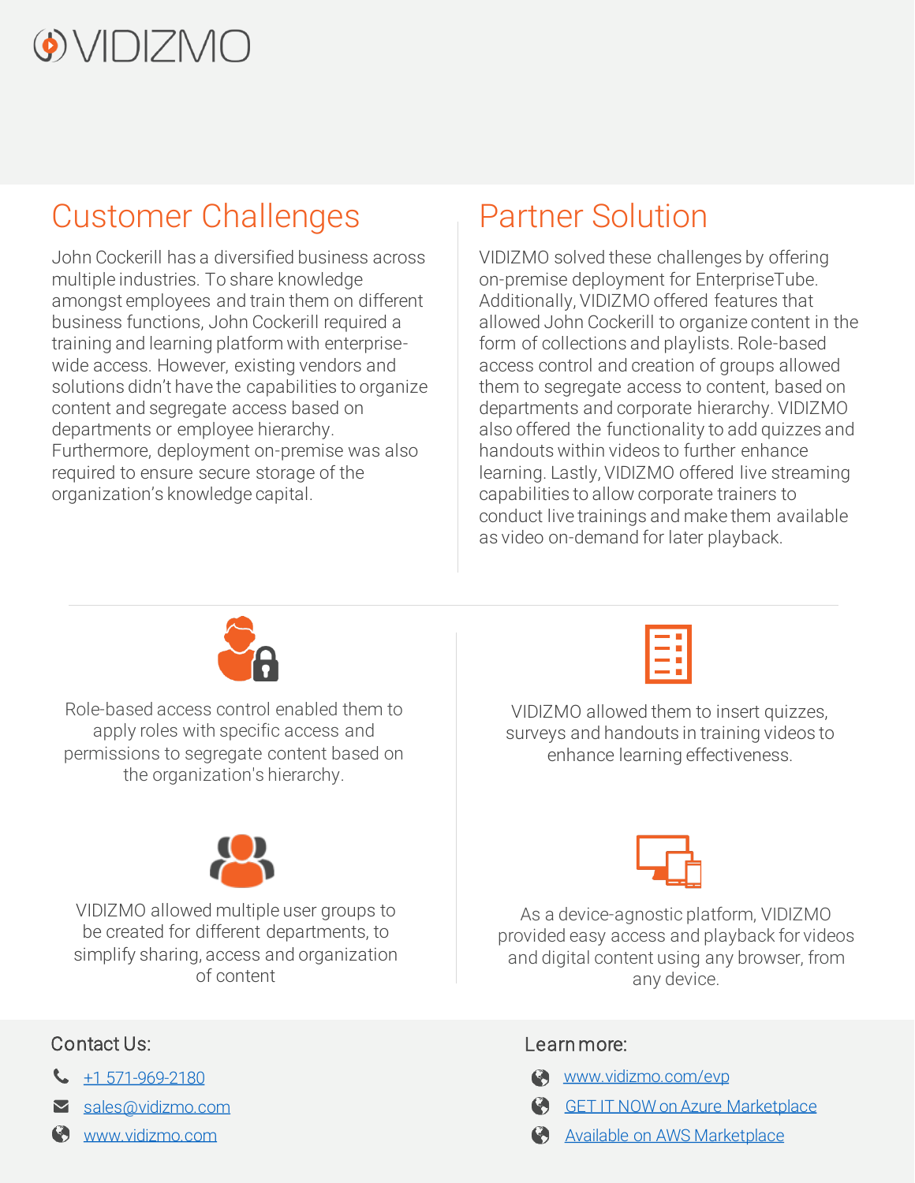VIDIZMO

## Customer Challenges

John Cockerill has a diversified business across multiple industries. To share knowledge amongst employees and train them on different business functions, John Cockerill required a training and learning platform with enterprise-wide access. However, existing vendors and solutions didn't have the capabilities to organize content and segregate access based on departments or employee hierarchy. Furthermore, deployment on-premise was also required to ensure secure storage of the organization's knowledge capital.

## Partner Solution

VIDIZMO solved these challenges by offering on-premise deployment for EnterpriseTube. Additionally, VIDIZMO offered features that allowed John Cockerill to organize content in the form of collections and playlists. Role-based access control and creation of groups allowed them to segregate access to content, based on departments and corporate hierarchy. VIDIZMO also offered the functionality to add quizzes and handouts within videos to further enhance learning. Lastly, VIDIZMO offered live streaming capabilities to allow corporate trainers to conduct live trainings and make them available as video on-demand for later playback.

Role-based access control enabled them to apply roles with specific access and permissions to segregate content based on the organization's hierarchy.

VIDIZMO allowed them to insert quizzes, surveys and handouts in training videos to enhance learning effectiveness.

VIDIZMO allowed multiple user groups to be created for different departments, to simplify sharing, access and organization of content

As a device-agnostic platform, VIDIZMO provided easy access and playback for videos and digital content using any browser, from any device.

### Contact Us:

- +1 571-969-2180
- sales@vidizmo.com
- www.vidizmo.com

### Learn more:

- www.vidizmo.com/evp
- GET IT NOW on Azure Marketplace
- Available on AWS Marketplace